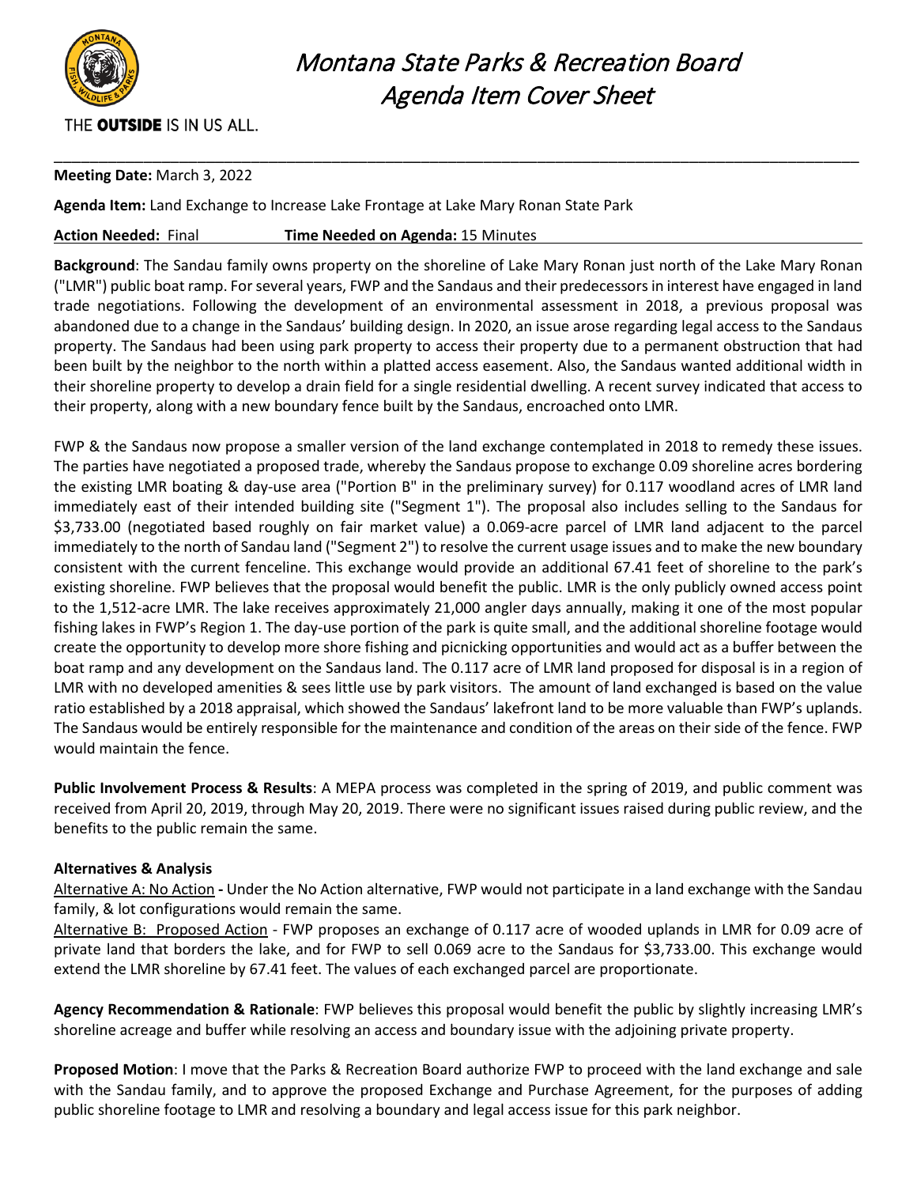THE **OUTSIDE** IS IN US ALL.

# *Montana State Parks & Recreation Board*
# *Agenda Item Cover Sheet*

---

**Meeting Date:** March 3, 2022

**Agenda Item:** Land Exchange to Increase Lake Frontage at Lake Mary Ronan State Park

**Action Needed:** Final **Time Needed on Agenda:** 15 Minutes

**Background**: The Sandau family owns property on the shoreline of Lake Mary Ronan just north of the Lake Mary Ronan ("LMR") public boat ramp. For several years, FWP and the Sandaus and their predecessors in interest have engaged in land trade negotiations. Following the development of an environmental assessment in 2018, a previous proposal was abandoned due to a change in the Sandaus' building design. In 2020, an issue arose regarding legal access to the Sandaus property. The Sandaus had been using park property to access their property due to a permanent obstruction that had been built by the neighbor to the north within a platted access easement. Also, the Sandaus wanted additional width in their shoreline property to develop a drain field for a single residential dwelling. A recent survey indicated that access to their property, along with a new boundary fence built by the Sandaus, encroached onto LMR.

FWP & the Sandaus now propose a smaller version of the land exchange contemplated in 2018 to remedy these issues. The parties have negotiated a proposed trade, whereby the Sandaus propose to exchange 0.09 shoreline acres bordering the existing LMR boating & day-use area ("Portion B" in the preliminary survey) for 0.117 woodland acres of LMR land immediately east of their intended building site ("Segment 1"). The proposal also includes selling to the Sandaus for $3,733.00 (negotiated based roughly on fair market value) a 0.069-acre parcel of LMR land adjacent to the parcel immediately to the north of Sandau land ("Segment 2") to resolve the current usage issues and to make the new boundary consistent with the current fenceline. This exchange would provide an additional 67.41 feet of shoreline to the park's existing shoreline. FWP believes that the proposal would benefit the public. LMR is the only publicly owned access point to the 1,512-acre LMR. The lake receives approximately 21,000 angler days annually, making it one of the most popular fishing lakes in FWP's Region 1. The day-use portion of the park is quite small, and the additional shoreline footage would create the opportunity to develop more shore fishing and picnicking opportunities and would act as a buffer between the boat ramp and any development on the Sandaus land. The 0.117 acre of LMR land proposed for disposal is in a region of LMR with no developed amenities & sees little use by park visitors. The amount of land exchanged is based on the value ratio established by a 2018 appraisal, which showed the Sandaus' lakefront land to be more valuable than FWP's uplands. The Sandaus would be entirely responsible for the maintenance and condition of the areas on their side of the fence. FWP would maintain the fence.

**Public Involvement Process & Results**: A MEPA process was completed in the spring of 2019, and public comment was received from April 20, 2019, through May 20, 2019. There were no significant issues raised during public review, and the benefits to the public remain the same.

**Alternatives & Analysis**

Alternative A: No Action **-** Under the No Action alternative, FWP would not participate in a land exchange with the Sandau family, & lot configurations would remain the same.

Alternative B: Proposed Action - FWP proposes an exchange of 0.117 acre of wooded uplands in LMR for 0.09 acre of private land that borders the lake, and for FWP to sell 0.069 acre to the Sandaus for $3,733.00. This exchange would extend the LMR shoreline by 67.41 feet. The values of each exchanged parcel are proportionate.

**Agency Recommendation & Rationale**: FWP believes this proposal would benefit the public by slightly increasing LMR's shoreline acreage and buffer while resolving an access and boundary issue with the adjoining private property.

**Proposed Motion**: I move that the Parks & Recreation Board authorize FWP to proceed with the land exchange and sale with the Sandau family, and to approve the proposed Exchange and Purchase Agreement, for the purposes of adding public shoreline footage to LMR and resolving a boundary and legal access issue for this park neighbor.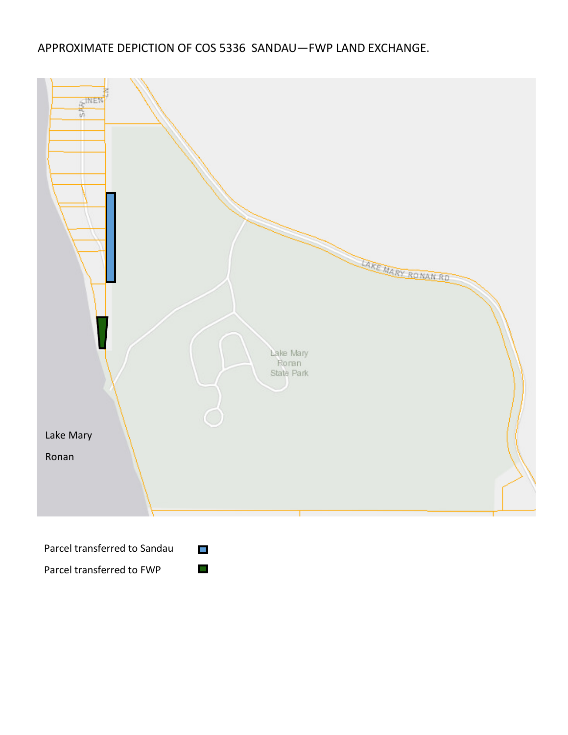APPROXIMATE DEPICTION OF COS 5336 SANDAU—FWP LAND EXCHANGE.

Lake Mary Ronan

Lake Mary Ronan State Park

LAKE MARY RONAN RD

Parcel transferred to Sandau

Parcel transferred to FWP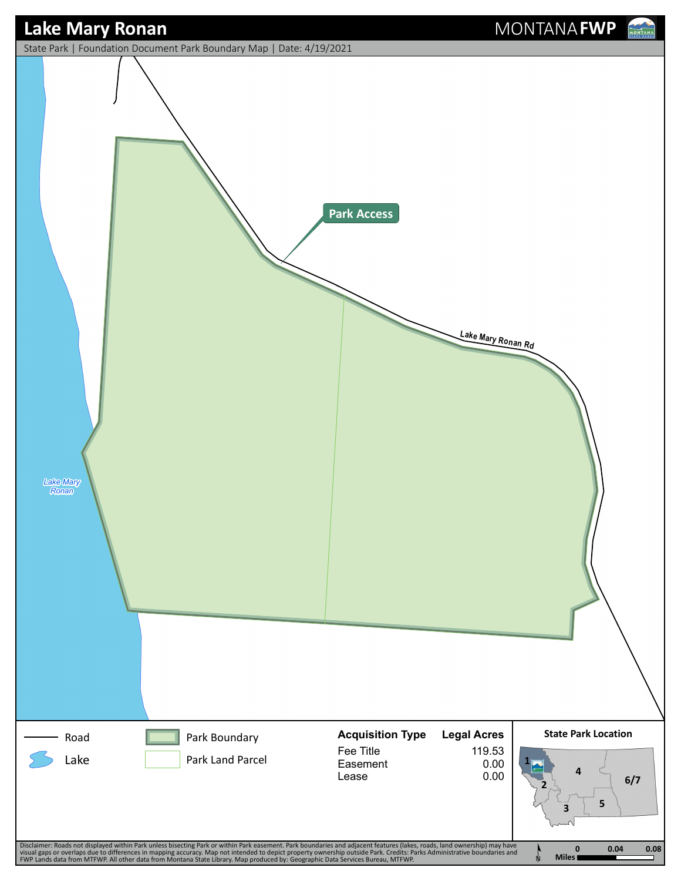# Lake Mary Ronan

MONTANA **FWP**

State Park | Foundation Document Park Boundary Map | Date: 4/19/2021

Park Access

Lake Mary Ronan Rd

Lake Mary Ronan

Road

Lake

Park Boundary

Park Land Parcel

| Acquisition Type | Legal Acres |
|---|---|
| Fee Title | 119.53 |
| Easement | 0.00 |
| Lease | 0.00 |

State Park Location

1
2
3
4
5
6/7

Disclaimer: Roads not displayed within Park unless bisecting Park or within Park easement. Park boundaries and adjacent features (lakes, roads, land ownership) may have visual gaps or overlaps due to differences in mapping accuracy. Map not intended to depict property ownership outside Park. Credits: Parks Administrative boundaries and FWP Lands data from MTFWP. All other data from Montana State Library. Map produced by: Geographic Data Services Bureau, MTFWP.

N

0 0.04 0.08
Miles